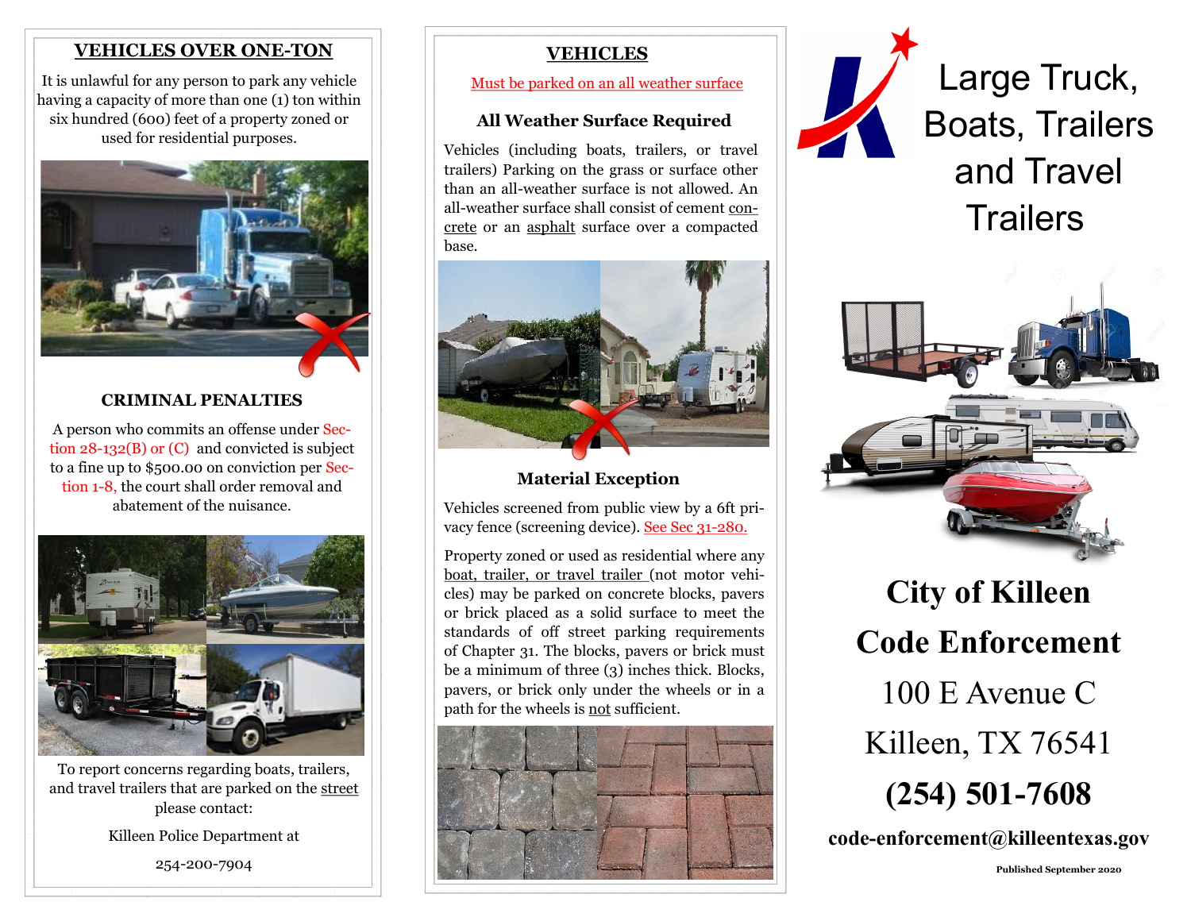## VEHICLES OVER ONE-TON

It is unlawful for any person to park any vehicle having a capacity of more than one (1) ton within six hundred (600) feet of a property zoned or used for residential purposes.

### CRIMINAL PENALTIES

A person who commits an offense under Section 28-132(B) or (C) and convicted is subject to a fine up to $500.00 on conviction per Section 1-8, the court shall order removal and abatement of the nuisance.

To report concerns regarding boats, trailers, and travel trailers that are parked on the street please contact:

Killeen Police Department at

254-200-7904

## VEHICLES

Must be parked on an all weather surface

### All Weather Surface Required

Vehicles (including boats, trailers, or travel trailers) Parking on the grass or surface other than an all-weather surface is not allowed. An all-weather surface shall consist of cement concrete or an asphalt surface over a compacted base.

### Material Exception

Vehicles screened from public view by a 6ft privacy fence (screening device). See Sec 31-280.

Property zoned or used as residential where any boat, trailer, or travel trailer (not motor vehicles) may be parked on concrete blocks, pavers or brick placed as a solid surface to meet the standards of off street parking requirements of Chapter 31. The blocks, pavers or brick must be a minimum of three (3) inches thick. Blocks, pavers, or brick only under the wheels or in a path for the wheels is not sufficient.

# Large Truck, Boats, Trailers and Travel Trailers

**City of Killeen**

**Code Enforcement**

100 E Avenue C

Killeen, TX 76541

**(254) 501-7608**

**code-enforcement@killeentexas.gov**

**Published September 2020**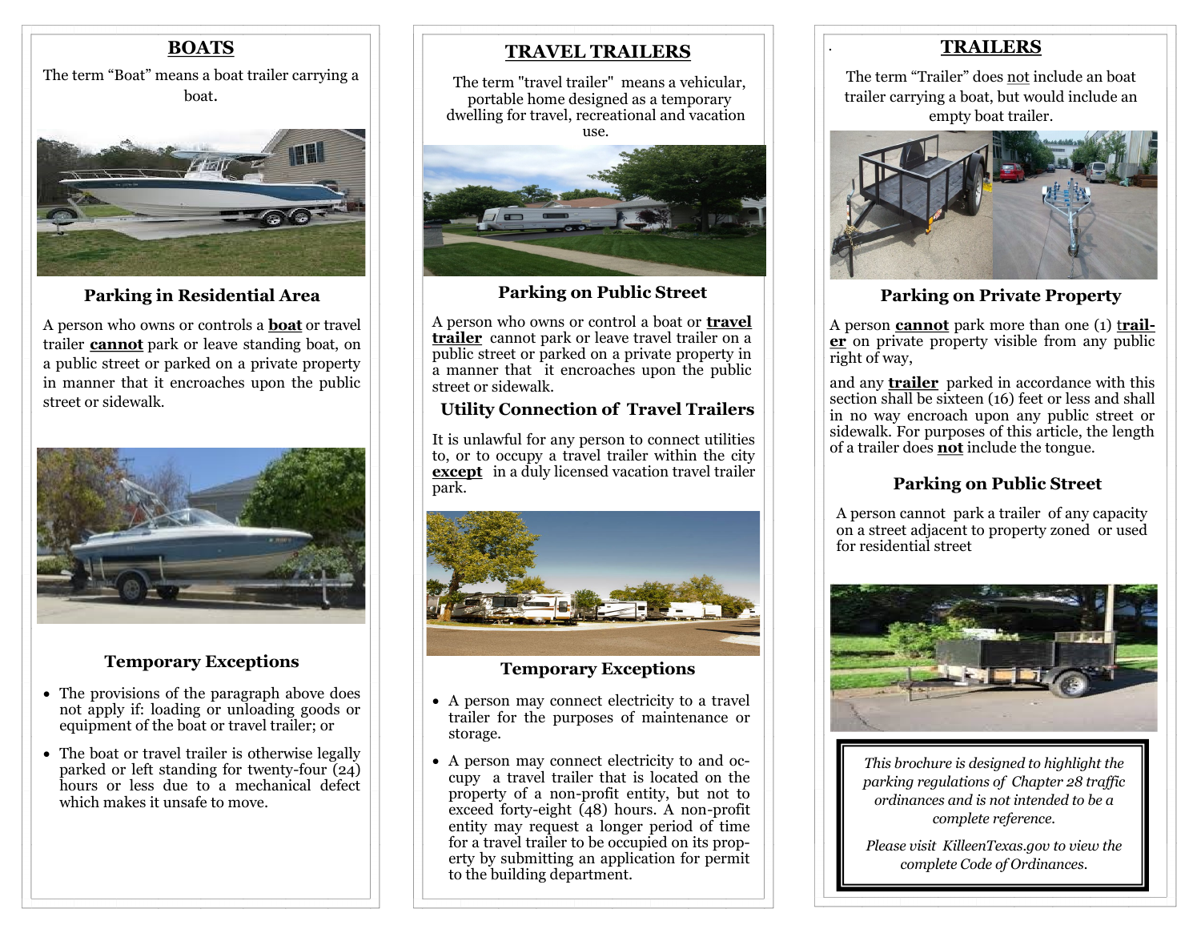## BOATS

The term "Boat" means a boat trailer carrying a boat.

### Parking in Residential Area

A person who owns or controls a **boat** or travel trailer **cannot** park or leave standing boat, on a public street or parked on a private property in manner that it encroaches upon the public street or sidewalk.

### Temporary Exceptions

- The provisions of the paragraph above does not apply if: loading or unloading goods or equipment of the boat or travel trailer; or
- The boat or travel trailer is otherwise legally parked or left standing for twenty-four (24) hours or less due to a mechanical defect which makes it unsafe to move.

## TRAVEL TRAILERS

The term "travel trailer" means a vehicular, portable home designed as a temporary dwelling for travel, recreational and vacation use.

### Parking on Public Street

A person who owns or control a boat or **travel trailer** cannot park or leave travel trailer on a public street or parked on a private property in a manner that it encroaches upon the public street or sidewalk.

### Utility Connection of Travel Trailers

It is unlawful for any person to connect utilities to, or to occupy a travel trailer within the city **except** in a duly licensed vacation travel trailer park.

### Temporary Exceptions

- A person may connect electricity to a travel trailer for the purposes of maintenance or storage.
- A person may connect electricity to and occupy a travel trailer that is located on the property of a non-profit entity, but not to exceed forty-eight (48) hours. A non-profit entity may request a longer period of time for a travel trailer to be occupied on its property by submitting an application for permit to the building department.

## TRAILERS

The term "Trailer" does not include an boat trailer carrying a boat, but would include an empty boat trailer.

### Parking on Private Property

A person **cannot** park more than one (1) **trailer** on private property visible from any public right of way,

and any **trailer** parked in accordance with this section shall be sixteen (16) feet or less and shall in no way encroach upon any public street or sidewalk. For purposes of this article, the length of a trailer does **not** include the tongue.

### Parking on Public Street

A person cannot park a trailer of any capacity on a street adjacent to property zoned or used for residential street

*This brochure is designed to highlight the parking regulations of Chapter 28 traffic ordinances and is not intended to be a complete reference.*

*Please visit KilleenTexas.gov to view the complete Code of Ordinances.*